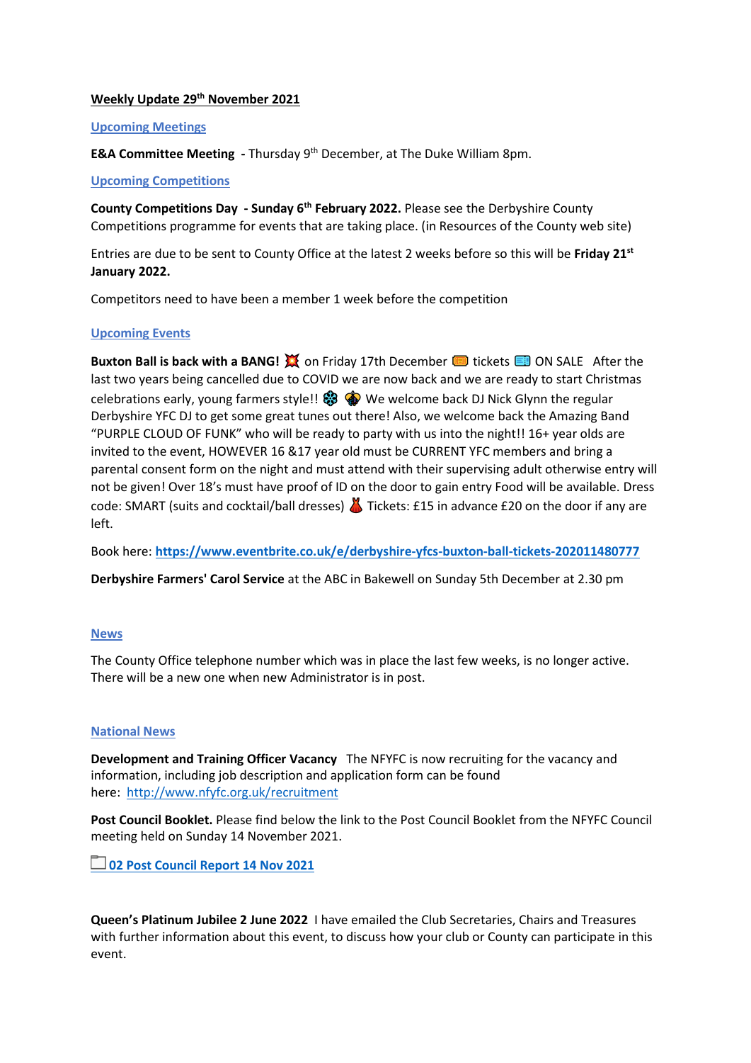**Weekly Update 29th November 2021**

**Upcoming Meetings**

**E&A Committee Meeting** - Thursday 9th December, at The Duke William 8pm.

**Upcoming Competitions**

**County Competitions Day - Sunday 6th February 2022.** Please see the Derbyshire County Competitions programme for events that are taking place. (in Resources of the County web site)

Entries are due to be sent to County Office at the latest 2 weeks before so this will be **Friday 21st January 2022.**

Competitors need to have been a member 1 week before the competition

**Upcoming Events**

**Buxton Ball is back with a BANG!** 💥 on Friday 17th December 🎟 tickets 🎫 ON SALE After the last two years being cancelled due to COVID we are now back and we are ready to start Christmas celebrations early, young farmers style!! ❄ 🎄 We welcome back DJ Nick Glynn the regular Derbyshire YFC DJ to get some great tunes out there! Also, we welcome back the Amazing Band "PURPLE CLOUD OF FUNK" who will be ready to party with us into the night!! 16+ year olds are invited to the event, HOWEVER 16 &17 year old must be CURRENT YFC members and bring a parental consent form on the night and must attend with their supervising adult otherwise entry will not be given! Over 18's must have proof of ID on the door to gain entry Food will be available. Dress code: SMART (suits and cocktail/ball dresses) 👗 Tickets: £15 in advance £20 on the door if any are left.

Book here: **https://www.eventbrite.co.uk/e/derbyshire-yfcs-buxton-ball-tickets-202011480777**

**Derbyshire Farmers' Carol Service** at the ABC in Bakewell on Sunday 5th December at 2.30 pm

**News**

The County Office telephone number which was in place the last few weeks, is no longer active. There will be a new one when new Administrator is in post.

**National News**

**Development and Training Officer Vacancy** The NFYFC is now recruiting for the vacancy and information, including job description and application form can be found here: http://www.nfyfc.org.uk/recruitment

**Post Council Booklet.** Please find below the link to the Post Council Booklet from the NFYFC Council meeting held on Sunday 14 November 2021.

**02 Post Council Report 14 Nov 2021**

**Queen's Platinum Jubilee 2 June 2022** I have emailed the Club Secretaries, Chairs and Treasures with further information about this event, to discuss how your club or County can participate in this event.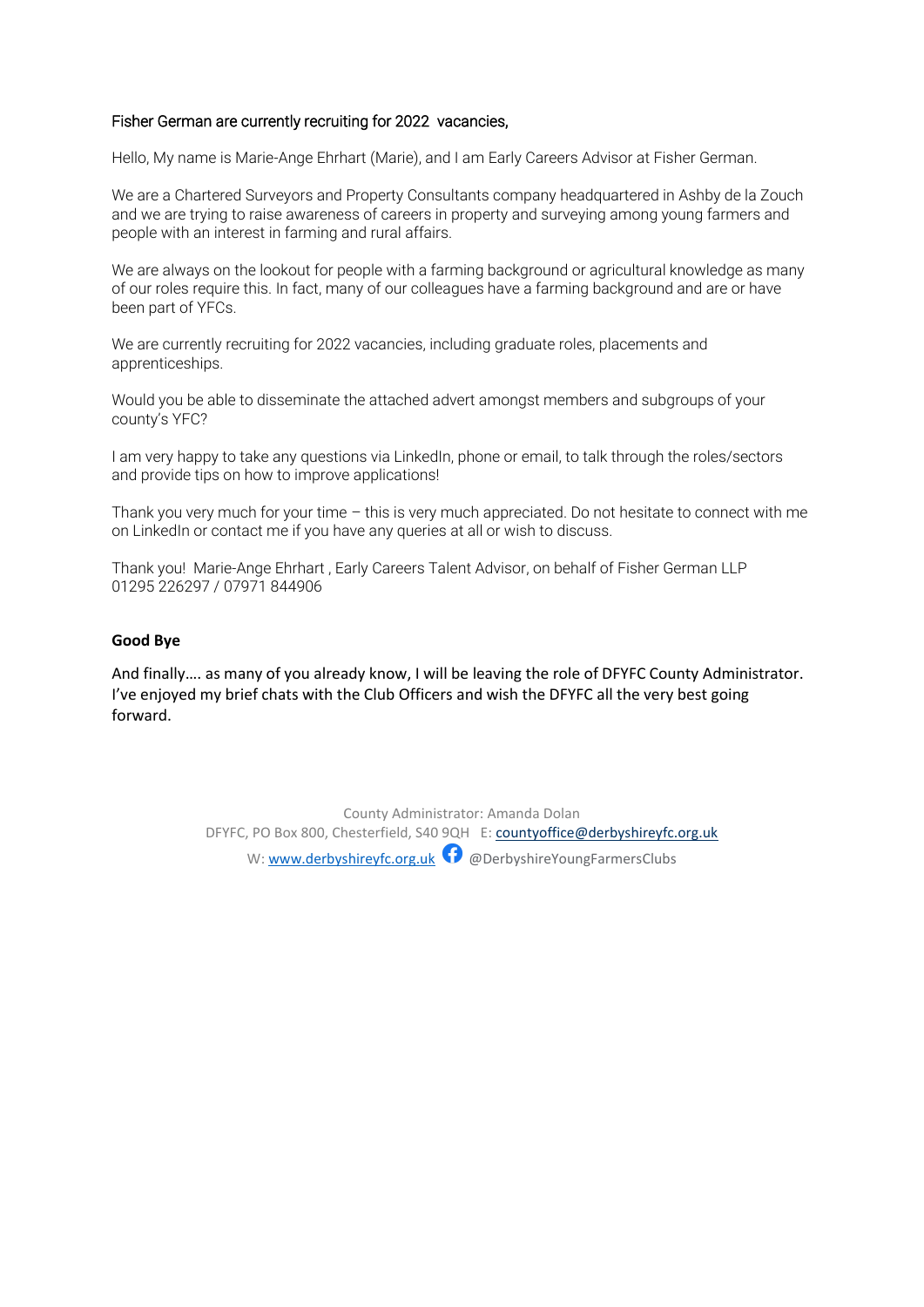Fisher German are currently recruiting for 2022 vacancies,

Hello, My name is Marie-Ange Ehrhart (Marie), and I am Early Careers Advisor at Fisher German.

We are a Chartered Surveyors and Property Consultants company headquartered in Ashby de la Zouch and we are trying to raise awareness of careers in property and surveying among young farmers and people with an interest in farming and rural affairs.

We are always on the lookout for people with a farming background or agricultural knowledge as many of our roles require this. In fact, many of our colleagues have a farming background and are or have been part of YFCs.

We are currently recruiting for 2022 vacancies, including graduate roles, placements and apprenticeships.

Would you be able to disseminate the attached advert amongst members and subgroups of your county's YFC?

I am very happy to take any questions via LinkedIn, phone or email, to talk through the roles/sectors and provide tips on how to improve applications!

Thank you very much for your time – this is very much appreciated. Do not hesitate to connect with me on LinkedIn or contact me if you have any queries at all or wish to discuss.

Thank you! Marie-Ange Ehrhart , Early Careers Talent Advisor, on behalf of Fisher German LLP
01295 226297 / 07971 844906

**Good Bye**

And finally…. as many of you already know, I will be leaving the role of DFYFC County Administrator. I've enjoyed my brief chats with the Club Officers and wish the DFYFC all the very best going forward.

County Administrator: Amanda Dolan
DFYFC, PO Box 800, Chesterfield, S40 9QH E: countyoffice@derbyshireyfc.org.uk
W: www.derbyshireyfc.org.uk @DerbyshireYoungFarmersClubs